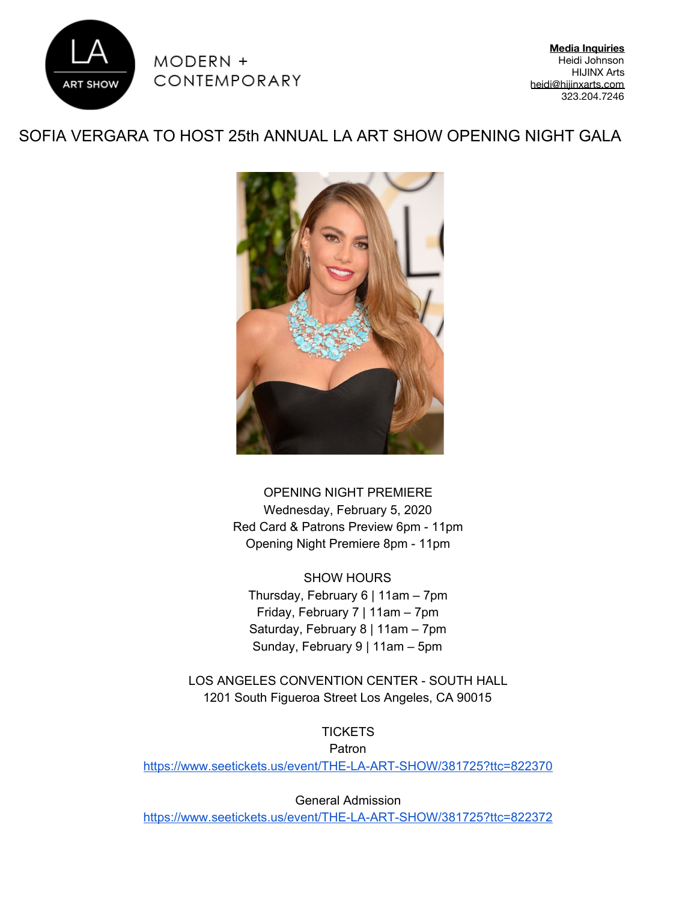LA ART SHOW

MODERN + CONTEMPORARY

**Media Inquiries**
Heidi Johnson
HIJINX Arts
heidi@hijinxarts.com
323.204.7246

# SOFIA VERGARA TO HOST 25th ANNUAL LA ART SHOW OPENING NIGHT GALA

OPENING NIGHT PREMIERE
Wednesday, February 5, 2020
Red Card & Patrons Preview 6pm - 11pm
Opening Night Premiere 8pm - 11pm

SHOW HOURS
Thursday, February 6 | 11am – 7pm
Friday, February 7 | 11am – 7pm
Saturday, February 8 | 11am – 7pm
Sunday, February 9 | 11am – 5pm

LOS ANGELES CONVENTION CENTER - SOUTH HALL
1201 South Figueroa Street Los Angeles, CA 90015

TICKETS
Patron
https://www.seetickets.us/event/THE-LA-ART-SHOW/381725?ttc=822370

General Admission
https://www.seetickets.us/event/THE-LA-ART-SHOW/381725?ttc=822372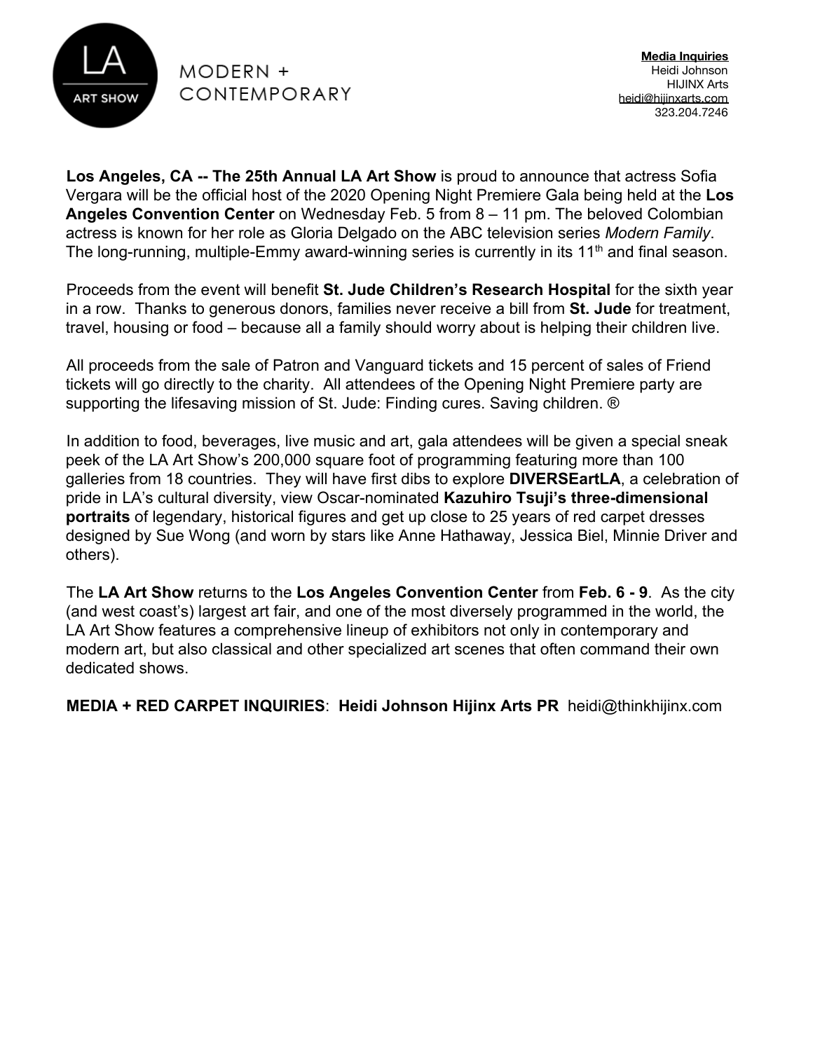LA ART SHOW

MODERN + CONTEMPORARY

**Media Inquiries**
Heidi Johnson
HIJINX Arts
heidi@hijinxarts.com
323.204.7246

**Los Angeles, CA -- The 25th Annual LA Art Show** is proud to announce that actress Sofia Vergara will be the official host of the 2020 Opening Night Premiere Gala being held at the **Los Angeles Convention Center** on Wednesday Feb. 5 from 8 – 11 pm. The beloved Colombian actress is known for her role as Gloria Delgado on the ABC television series *Modern Family*. The long-running, multiple-Emmy award-winning series is currently in its 11th and final season.

Proceeds from the event will benefit **St. Jude Children's Research Hospital** for the sixth year in a row. Thanks to generous donors, families never receive a bill from **St. Jude** for treatment, travel, housing or food – because all a family should worry about is helping their children live.

All proceeds from the sale of Patron and Vanguard tickets and 15 percent of sales of Friend tickets will go directly to the charity. All attendees of the Opening Night Premiere party are supporting the lifesaving mission of St. Jude: Finding cures. Saving children. ®

In addition to food, beverages, live music and art, gala attendees will be given a special sneak peek of the LA Art Show's 200,000 square foot of programming featuring more than 100 galleries from 18 countries. They will have first dibs to explore **DIVERSEartLA**, a celebration of pride in LA's cultural diversity, view Oscar-nominated **Kazuhiro Tsuji's three-dimensional portraits** of legendary, historical figures and get up close to 25 years of red carpet dresses designed by Sue Wong (and worn by stars like Anne Hathaway, Jessica Biel, Minnie Driver and others).

The **LA Art Show** returns to the **Los Angeles Convention Center** from **Feb. 6 - 9**. As the city (and west coast's) largest art fair, and one of the most diversely programmed in the world, the LA Art Show features a comprehensive lineup of exhibitors not only in contemporary and modern art, but also classical and other specialized art scenes that often command their own dedicated shows.

**MEDIA + RED CARPET INQUIRIES**: **Heidi Johnson Hijinx Arts PR** heidi@thinkhijinx.com